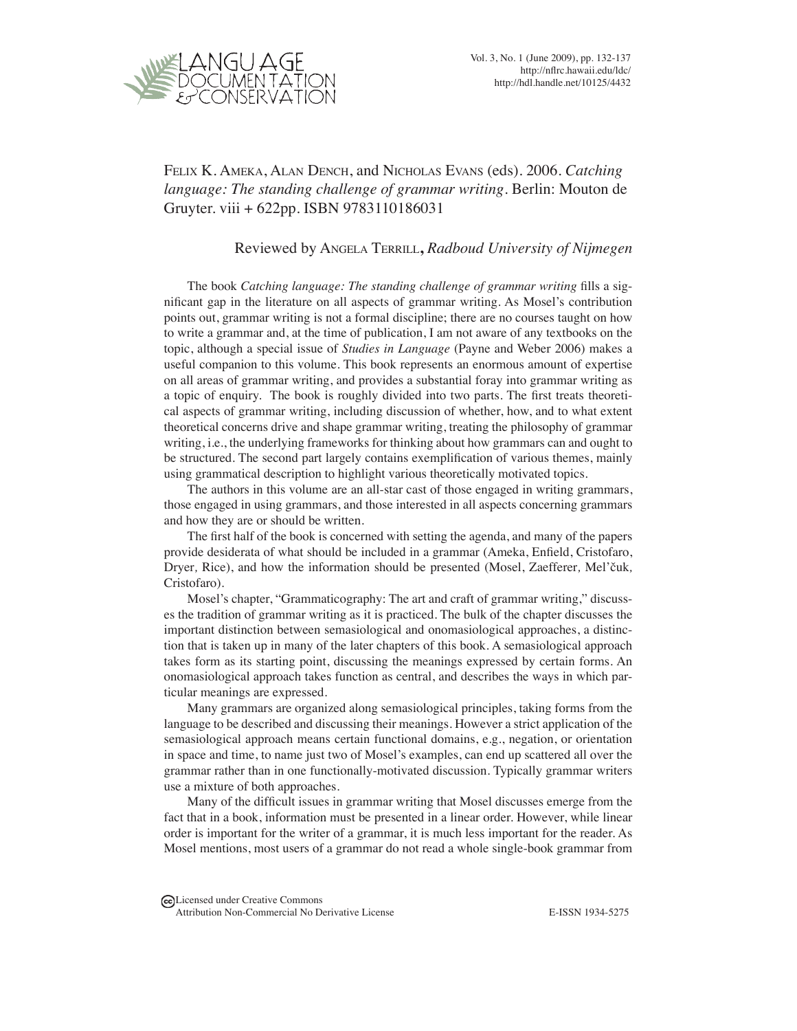Felix K. Ameka, Alan Dench, and Nicholas Evans (eds). 2006. *Catching language: The standing challenge of grammar writing*. Berlin: Mouton de Gruyter. viii + 622pp. ISBN 9783110186031

Reviewed by Angela Terrill, *Radboud University of Nijmegen*

The book *Catching language: The standing challenge of grammar writing* fills a significant gap in the literature on all aspects of grammar writing. As Mosel's contribution points out, grammar writing is not a formal discipline; there are no courses taught on how to write a grammar and, at the time of publication, I am not aware of any textbooks on the topic, although a special issue of *Studies in Language* (Payne and Weber 2006) makes a useful companion to this volume. This book represents an enormous amount of expertise on all areas of grammar writing, and provides a substantial foray into grammar writing as a topic of enquiry. The book is roughly divided into two parts. The first treats theoretical aspects of grammar writing, including discussion of whether, how, and to what extent theoretical concerns drive and shape grammar writing, treating the philosophy of grammar writing, i.e., the underlying frameworks for thinking about how grammars can and ought to be structured. The second part largely contains exemplification of various themes, mainly using grammatical description to highlight various theoretically motivated topics.

The authors in this volume are an all-star cast of those engaged in writing grammars, those engaged in using grammars, and those interested in all aspects concerning grammars and how they are or should be written.

The first half of the book is concerned with setting the agenda, and many of the papers provide desiderata of what should be included in a grammar (Ameka, Enfield, Cristofaro, Dryer, Rice), and how the information should be presented (Mosel, Zaefferer, Mel'čuk, Cristofaro).

Mosel's chapter, "Grammaticography: The art and craft of grammar writing," discusses the tradition of grammar writing as it is practiced. The bulk of the chapter discusses the important distinction between semasiological and onomasiological approaches, a distinction that is taken up in many of the later chapters of this book. A semasiological approach takes form as its starting point, discussing the meanings expressed by certain forms. An onomasiological approach takes function as central, and describes the ways in which particular meanings are expressed.

Many grammars are organized along semasiological principles, taking forms from the language to be described and discussing their meanings. However a strict application of the semasiological approach means certain functional domains, e.g., negation, or orientation in space and time, to name just two of Mosel's examples, can end up scattered all over the grammar rather than in one functionally-motivated discussion. Typically grammar writers use a mixture of both approaches.

Many of the difficult issues in grammar writing that Mosel discusses emerge from the fact that in a book, information must be presented in a linear order. However, while linear order is important for the writer of a grammar, it is much less important for the reader. As Mosel mentions, most users of a grammar do not read a whole single-book grammar from

Licensed under Creative Commons Attribution Non-Commercial No Derivative License

E-ISSN 1934-5275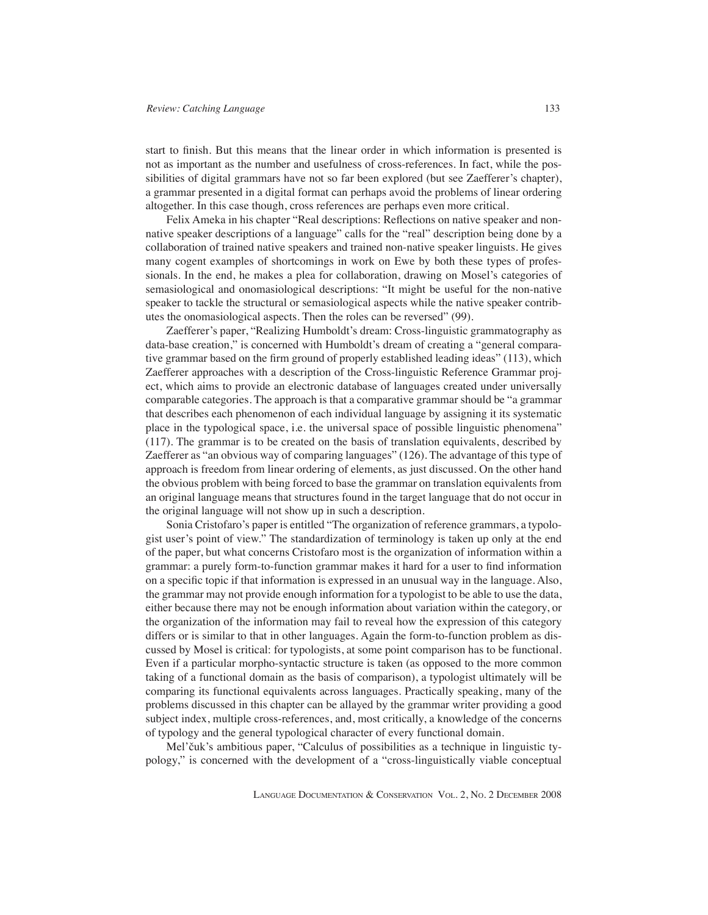start to finish. But this means that the linear order in which information is presented is not as important as the number and usefulness of cross-references. In fact, while the possibilities of digital grammars have not so far been explored (but see Zaefferer's chapter), a grammar presented in a digital format can perhaps avoid the problems of linear ordering altogether. In this case though, cross references are perhaps even more critical.

Felix Ameka in his chapter "Real descriptions: Reflections on native speaker and non-native speaker descriptions of a language" calls for the "real" description being done by a collaboration of trained native speakers and trained non-native speaker linguists. He gives many cogent examples of shortcomings in work on Ewe by both these types of professionals. In the end, he makes a plea for collaboration, drawing on Mosel's categories of semasiological and onomasiological descriptions: "It might be useful for the non-native speaker to tackle the structural or semasiological aspects while the native speaker contributes the onomasiological aspects. Then the roles can be reversed" (99).

Zaefferer's paper, "Realizing Humboldt's dream: Cross-linguistic grammatography as data-base creation," is concerned with Humboldt's dream of creating a "general comparative grammar based on the firm ground of properly established leading ideas" (113), which Zaefferer approaches with a description of the Cross-linguistic Reference Grammar project, which aims to provide an electronic database of languages created under universally comparable categories. The approach is that a comparative grammar should be "a grammar that describes each phenomenon of each individual language by assigning it its systematic place in the typological space, i.e. the universal space of possible linguistic phenomena" (117). The grammar is to be created on the basis of translation equivalents, described by Zaefferer as "an obvious way of comparing languages" (126). The advantage of this type of approach is freedom from linear ordering of elements, as just discussed. On the other hand the obvious problem with being forced to base the grammar on translation equivalents from an original language means that structures found in the target language that do not occur in the original language will not show up in such a description.

Sonia Cristofaro's paper is entitled "The organization of reference grammars, a typologist user's point of view." The standardization of terminology is taken up only at the end of the paper, but what concerns Cristofaro most is the organization of information within a grammar: a purely form-to-function grammar makes it hard for a user to find information on a specific topic if that information is expressed in an unusual way in the language. Also, the grammar may not provide enough information for a typologist to be able to use the data, either because there may not be enough information about variation within the category, or the organization of the information may fail to reveal how the expression of this category differs or is similar to that in other languages. Again the form-to-function problem as discussed by Mosel is critical: for typologists, at some point comparison has to be functional. Even if a particular morpho-syntactic structure is taken (as opposed to the more common taking of a functional domain as the basis of comparison), a typologist ultimately will be comparing its functional equivalents across languages. Practically speaking, many of the problems discussed in this chapter can be allayed by the grammar writer providing a good subject index, multiple cross-references, and, most critically, a knowledge of the concerns of typology and the general typological character of every functional domain.

Mel'čuk's ambitious paper, "Calculus of possibilities as a technique in linguistic typology," is concerned with the development of a "cross-linguistically viable conceptual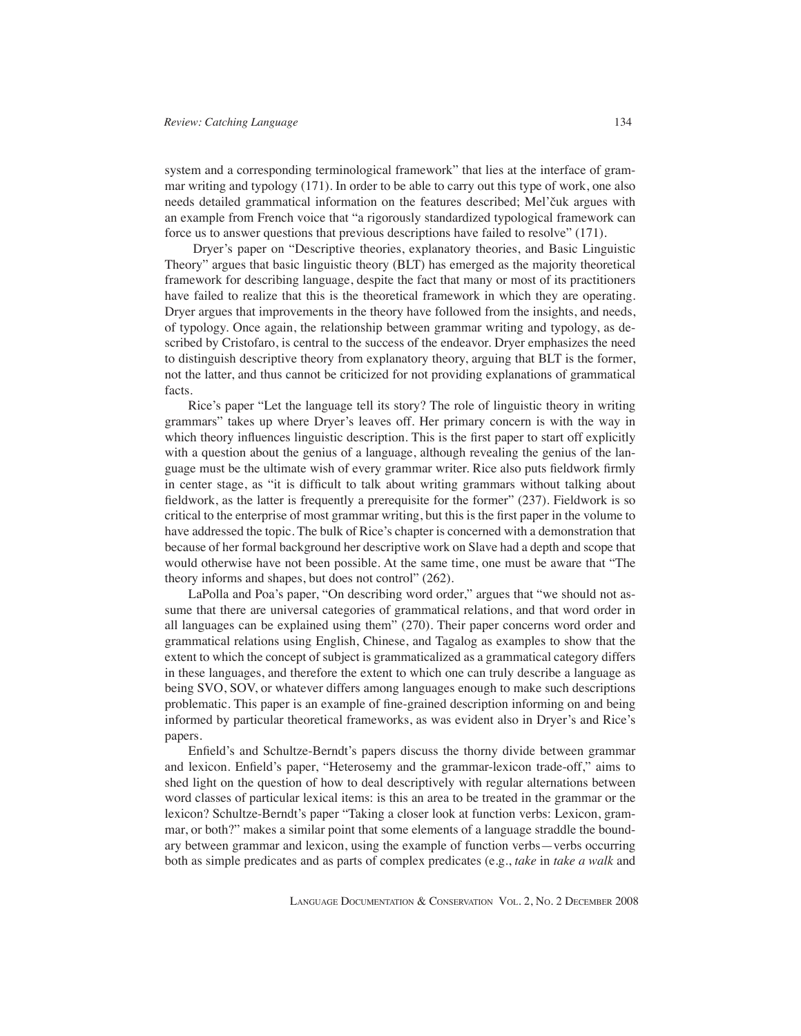system and a corresponding terminological framework" that lies at the interface of grammar writing and typology (171). In order to be able to carry out this type of work, one also needs detailed grammatical information on the features described; Mel'čuk argues with an example from French voice that "a rigorously standardized typological framework can force us to answer questions that previous descriptions have failed to resolve" (171).

Dryer's paper on "Descriptive theories, explanatory theories, and Basic Linguistic Theory" argues that basic linguistic theory (BLT) has emerged as the majority theoretical framework for describing language, despite the fact that many or most of its practitioners have failed to realize that this is the theoretical framework in which they are operating. Dryer argues that improvements in the theory have followed from the insights, and needs, of typology. Once again, the relationship between grammar writing and typology, as described by Cristofaro, is central to the success of the endeavor. Dryer emphasizes the need to distinguish descriptive theory from explanatory theory, arguing that BLT is the former, not the latter, and thus cannot be criticized for not providing explanations of grammatical facts.

Rice's paper "Let the language tell its story? The role of linguistic theory in writing grammars" takes up where Dryer's leaves off. Her primary concern is with the way in which theory influences linguistic description. This is the first paper to start off explicitly with a question about the genius of a language, although revealing the genius of the language must be the ultimate wish of every grammar writer. Rice also puts fieldwork firmly in center stage, as "it is difficult to talk about writing grammars without talking about fieldwork, as the latter is frequently a prerequisite for the former" (237). Fieldwork is so critical to the enterprise of most grammar writing, but this is the first paper in the volume to have addressed the topic. The bulk of Rice's chapter is concerned with a demonstration that because of her formal background her descriptive work on Slave had a depth and scope that would otherwise have not been possible. At the same time, one must be aware that "The theory informs and shapes, but does not control" (262).

LaPolla and Poa's paper, "On describing word order," argues that "we should not assume that there are universal categories of grammatical relations, and that word order in all languages can be explained using them" (270). Their paper concerns word order and grammatical relations using English, Chinese, and Tagalog as examples to show that the extent to which the concept of subject is grammaticalized as a grammatical category differs in these languages, and therefore the extent to which one can truly describe a language as being SVO, SOV, or whatever differs among languages enough to make such descriptions problematic. This paper is an example of fine-grained description informing on and being informed by particular theoretical frameworks, as was evident also in Dryer's and Rice's papers.

Enfield's and Schultze-Berndt's papers discuss the thorny divide between grammar and lexicon. Enfield's paper, "Heterosemy and the grammar-lexicon trade-off," aims to shed light on the question of how to deal descriptively with regular alternations between word classes of particular lexical items: is this an area to be treated in the grammar or the lexicon? Schultze-Berndt's paper "Taking a closer look at function verbs: Lexicon, grammar, or both?" makes a similar point that some elements of a language straddle the boundary between grammar and lexicon, using the example of function verbs—verbs occurring both as simple predicates and as parts of complex predicates (e.g., *take* in *take a walk* and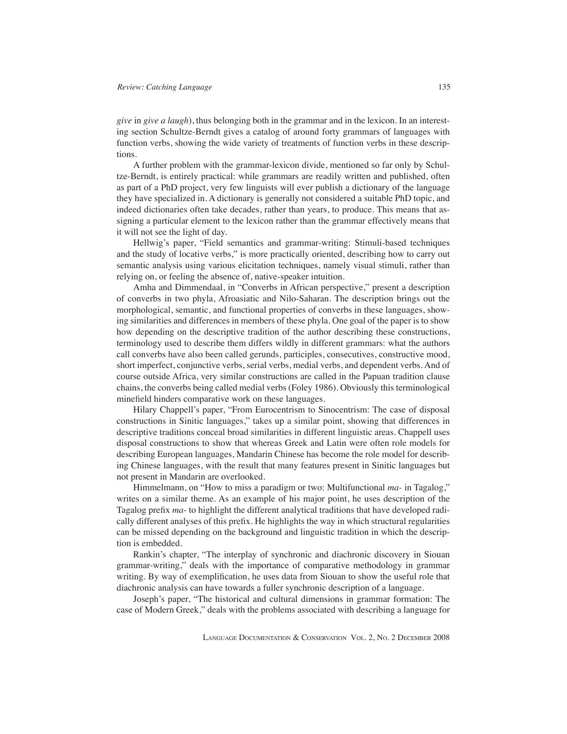*give* in *give a laugh*), thus belonging both in the grammar and in the lexicon. In an interesting section Schultze-Berndt gives a catalog of around forty grammars of languages with function verbs, showing the wide variety of treatments of function verbs in these descriptions.

A further problem with the grammar-lexicon divide, mentioned so far only by Schultze-Berndt, is entirely practical: while grammars are readily written and published, often as part of a PhD project, very few linguists will ever publish a dictionary of the language they have specialized in. A dictionary is generally not considered a suitable PhD topic, and indeed dictionaries often take decades, rather than years, to produce. This means that assigning a particular element to the lexicon rather than the grammar effectively means that it will not see the light of day.

Hellwig's paper, "Field semantics and grammar-writing: Stimuli-based techniques and the study of locative verbs," is more practically oriented, describing how to carry out semantic analysis using various elicitation techniques, namely visual stimuli, rather than relying on, or feeling the absence of, native-speaker intuition.

Amha and Dimmendaal, in "Converbs in African perspective," present a description of converbs in two phyla, Afroasiatic and Nilo-Saharan. The description brings out the morphological, semantic, and functional properties of converbs in these languages, showing similarities and differences in members of these phyla. One goal of the paper is to show how depending on the descriptive tradition of the author describing these constructions, terminology used to describe them differs wildly in different grammars: what the authors call converbs have also been called gerunds, participles, consecutives, constructive mood, short imperfect, conjunctive verbs, serial verbs, medial verbs, and dependent verbs. And of course outside Africa, very similar constructions are called in the Papuan tradition clause chains, the converbs being called medial verbs (Foley 1986). Obviously this terminological minefield hinders comparative work on these languages.

Hilary Chappell's paper, "From Eurocentrism to Sinocentrism: The case of disposal constructions in Sinitic languages," takes up a similar point, showing that differences in descriptive traditions conceal broad similarities in different linguistic areas. Chappell uses disposal constructions to show that whereas Greek and Latin were often role models for describing European languages, Mandarin Chinese has become the role model for describing Chinese languages, with the result that many features present in Sinitic languages but not present in Mandarin are overlooked.

Himmelmann, on "How to miss a paradigm or two: Multifunctional *ma-* in Tagalog," writes on a similar theme. As an example of his major point, he uses description of the Tagalog prefix *ma-* to highlight the different analytical traditions that have developed radically different analyses of this prefix. He highlights the way in which structural regularities can be missed depending on the background and linguistic tradition in which the description is embedded.

Rankin's chapter, "The interplay of synchronic and diachronic discovery in Siouan grammar-writing," deals with the importance of comparative methodology in grammar writing. By way of exemplification, he uses data from Siouan to show the useful role that diachronic analysis can have towards a fuller synchronic description of a language.

Joseph's paper, "The historical and cultural dimensions in grammar formation: The case of Modern Greek," deals with the problems associated with describing a language for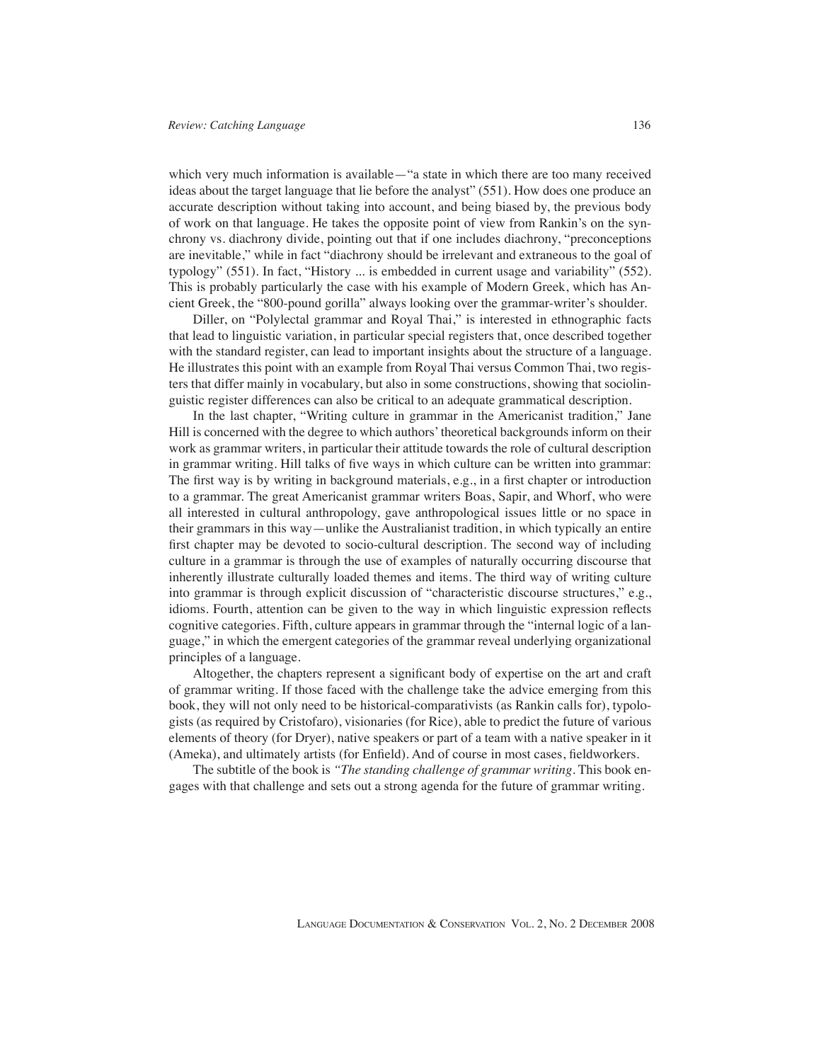which very much information is available—"a state in which there are too many received ideas about the target language that lie before the analyst" (551). How does one produce an accurate description without taking into account, and being biased by, the previous body of work on that language. He takes the opposite point of view from Rankin's on the synchrony vs. diachrony divide, pointing out that if one includes diachrony, "preconceptions are inevitable," while in fact "diachrony should be irrelevant and extraneous to the goal of typology" (551). In fact, "History ... is embedded in current usage and variability" (552). This is probably particularly the case with his example of Modern Greek, which has Ancient Greek, the "800-pound gorilla" always looking over the grammar-writer's shoulder.

Diller, on "Polylectal grammar and Royal Thai," is interested in ethnographic facts that lead to linguistic variation, in particular special registers that, once described together with the standard register, can lead to important insights about the structure of a language. He illustrates this point with an example from Royal Thai versus Common Thai, two registers that differ mainly in vocabulary, but also in some constructions, showing that sociolinguistic register differences can also be critical to an adequate grammatical description.

In the last chapter, "Writing culture in grammar in the Americanist tradition," Jane Hill is concerned with the degree to which authors' theoretical backgrounds inform on their work as grammar writers, in particular their attitude towards the role of cultural description in grammar writing. Hill talks of five ways in which culture can be written into grammar: The first way is by writing in background materials, e.g., in a first chapter or introduction to a grammar. The great Americanist grammar writers Boas, Sapir, and Whorf, who were all interested in cultural anthropology, gave anthropological issues little or no space in their grammars in this way—unlike the Australianist tradition, in which typically an entire first chapter may be devoted to socio-cultural description. The second way of including culture in a grammar is through the use of examples of naturally occurring discourse that inherently illustrate culturally loaded themes and items. The third way of writing culture into grammar is through explicit discussion of "characteristic discourse structures," e.g., idioms. Fourth, attention can be given to the way in which linguistic expression reflects cognitive categories. Fifth, culture appears in grammar through the "internal logic of a language," in which the emergent categories of the grammar reveal underlying organizational principles of a language.

Altogether, the chapters represent a significant body of expertise on the art and craft of grammar writing. If those faced with the challenge take the advice emerging from this book, they will not only need to be historical-comparativists (as Rankin calls for), typologists (as required by Cristofaro), visionaries (for Rice), able to predict the future of various elements of theory (for Dryer), native speakers or part of a team with a native speaker in it (Ameka), and ultimately artists (for Enfield). And of course in most cases, fieldworkers.

The subtitle of the book is *"The standing challenge of grammar writing*. This book engages with that challenge and sets out a strong agenda for the future of grammar writing.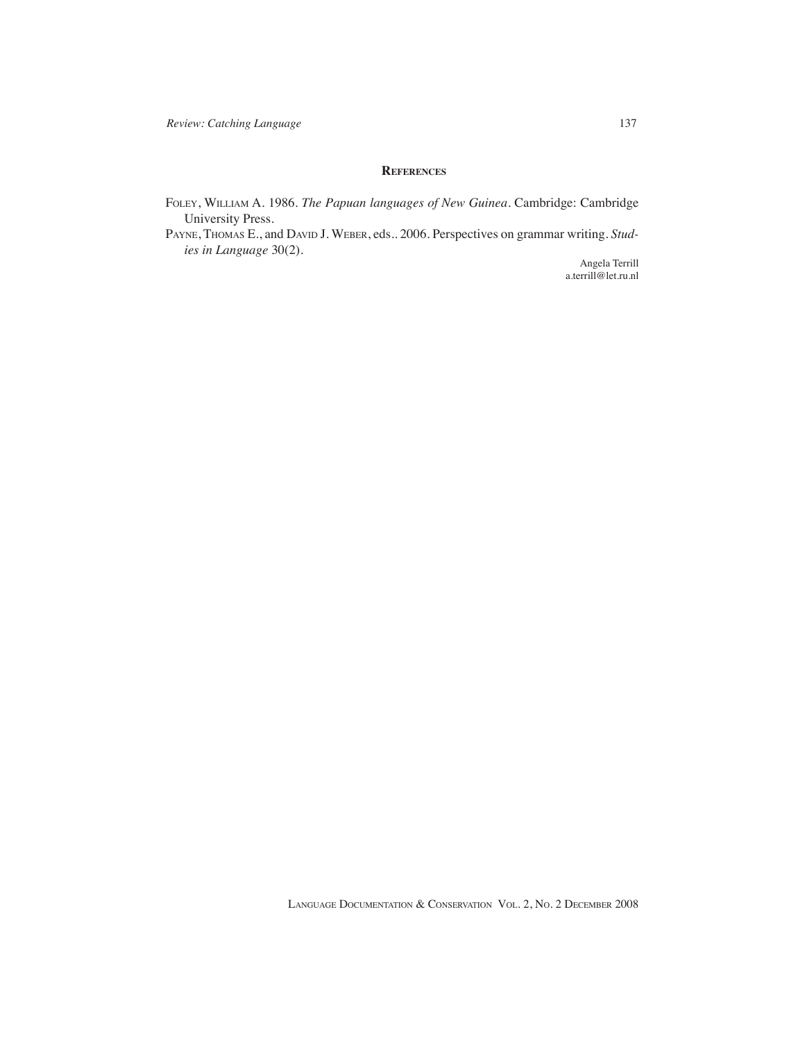## References

Foley, William A. 1986. *The Papuan languages of New Guinea*. Cambridge: Cambridge University Press.

Payne, Thomas E., and David J. Weber, eds.. 2006. Perspectives on grammar writing. *Studies in Language* 30(2).

Angela Terrill
a.terrill@let.ru.nl